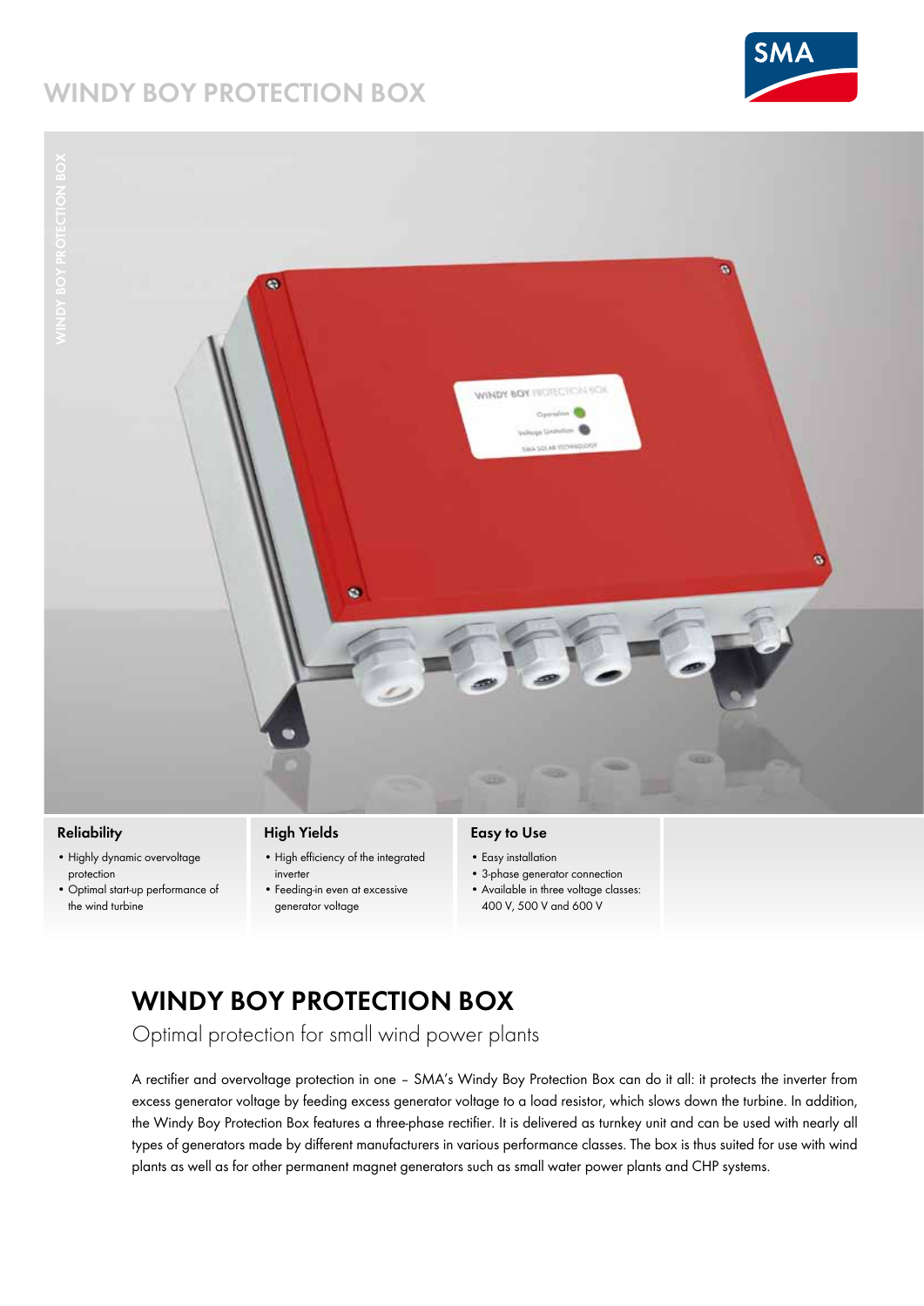# WINDY BOY PROTECTION BOX

### Reliability

- Highly dynamic overvoltage protection
- Optimal start-up performance of the wind turbine

### High Yields

- High efficiency of the integrated inverter
- Feeding-in even at excessive generator voltage

### Easy to Use

- Easy installation
- 3-phase generator connection
- Available in three voltage classes: 400 V, 500 V and 600 V

## WINDY BOY PROTECTION BOX

Optimal protection for small wind power plants

A rectifier and overvoltage protection in one – SMA's Windy Boy Protection Box can do it all: it protects the inverter from excess generator voltage by feeding excess generator voltage to a load resistor, which slows down the turbine. In addition, the Windy Boy Protection Box features a three-phase rectifier. It is delivered as turnkey unit and can be used with nearly all types of generators made by different manufacturers in various performance classes. The box is thus suited for use with wind plants as well as for other permanent magnet generators such as small water power plants and CHP systems.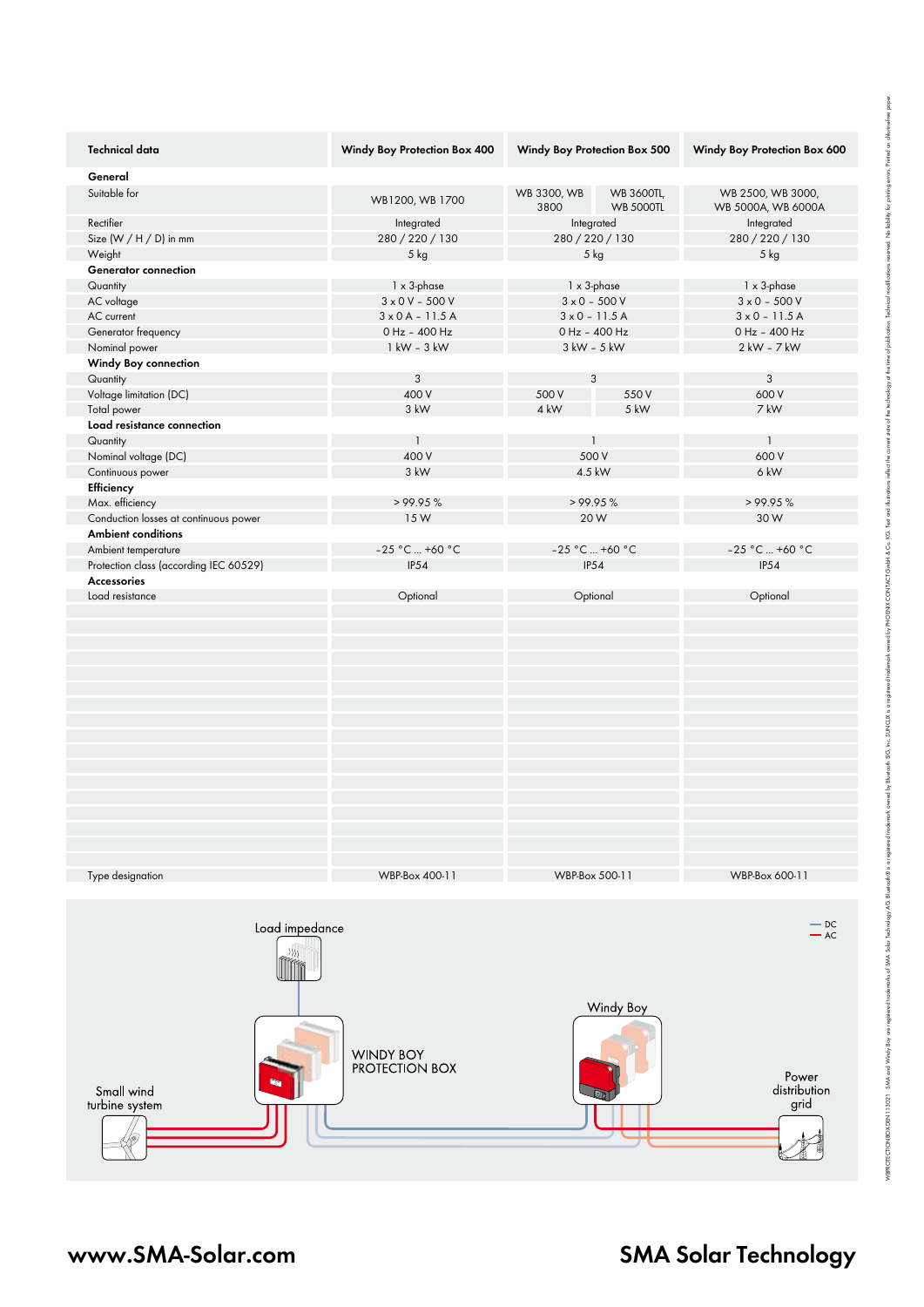| Technical data | Windy Boy Protection Box 400 | Windy Boy Protection Box 500 | | Windy Boy Protection Box 600 |
|---|---|---|---|---|
| **General** | | | | |
| Suitable for | WB1200, WB 1700 | WB 3300, WB 3800 | WB 3600TL, WB 5000TL | WB 2500, WB 3000, WB 5000A, WB 6000A |
| Rectifier | Integrated | Integrated | | Integrated |
| Size (W / H / D) in mm | 280 / 220 / 130 | 280 / 220 / 130 | | 280 / 220 / 130 |
| Weight | 5 kg | 5 kg | | 5 kg |
| **Generator connection** | | | | |
| Quantity | 1 x 3-phase | 1 x 3-phase | | 1 x 3-phase |
| AC voltage | 3 x 0 V – 500 V | 3 x 0 – 500 V | | 3 x 0 – 500 V |
| AC current | 3 x 0 A – 11.5 A | 3 x 0 – 11.5 A | | 3 x 0 – 11.5 A |
| Generator frequency | 0 Hz – 400 Hz | 0 Hz – 400 Hz | | 0 Hz – 400 Hz |
| Nominal power | 1 kW – 3 kW | 3 kW – 5 kW | | 2 kW – 7 kW |
| **Windy Boy connection** | | | | |
| Quantity | 3 | 3 | | 3 |
| Voltage limitation (DC) | 400 V | 500 V | 550 V | 600 V |
| Total power | 3 kW | 4 kW | 5 kW | 7 kW |
| **Load resistance connection** | | | | |
| Quantity | 1 | 1 | | 1 |
| Nominal voltage (DC) | 400 V | 500 V | | 600 V |
| Continuous power | 3 kW | 4.5 kW | | 6 kW |
| **Efficiency** | | | | |
| Max. efficiency | > 99.95 % | > 99.95 % | | > 99.95 % |
| Conduction losses at continuous power | 15 W | 20 W | | 30 W |
| **Ambient conditions** | | | | |
| Ambient temperature | –25 °C ... +60 °C | –25 °C ... +60 °C | | –25 °C ... +60 °C |
| Protection class (according IEC 60529) | IP54 | IP54 | | IP54 |
| **Accessories** | | | | |
| Load resistance | Optional | Optional | | Optional |
| Type designation | WBP-Box 400-11 | WBP-Box 500-11 | | WBP-Box 600-11 |

Load impedance

WINDY BOY PROTECTION BOX

Windy Boy

Small wind turbine system

Power distribution grid

DC
AC

www.SMA-Solar.com

SMA Solar Technology